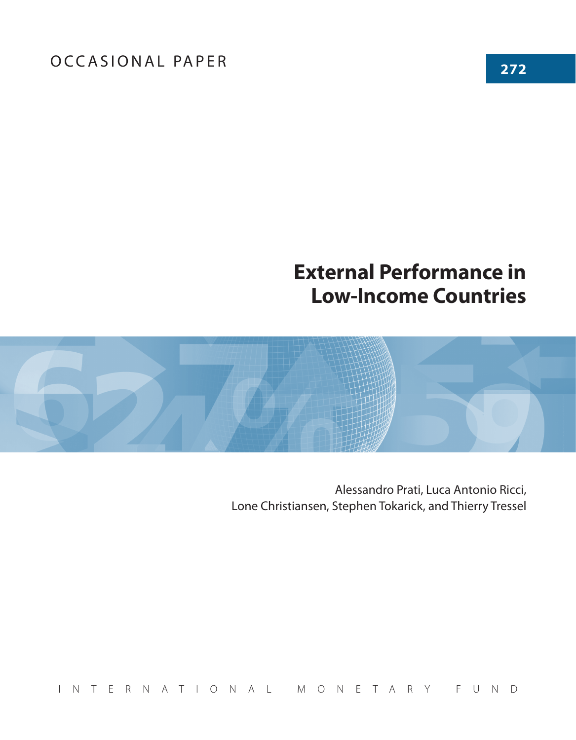OCCASIONAL PAPER

272

# External Performance in Low-Income Countries

Alessandro Prati, Luca Antonio Ricci, Lone Christiansen, Stephen Tokarick, and Thierry Tressel

INTERNATIONAL MONETARY FUND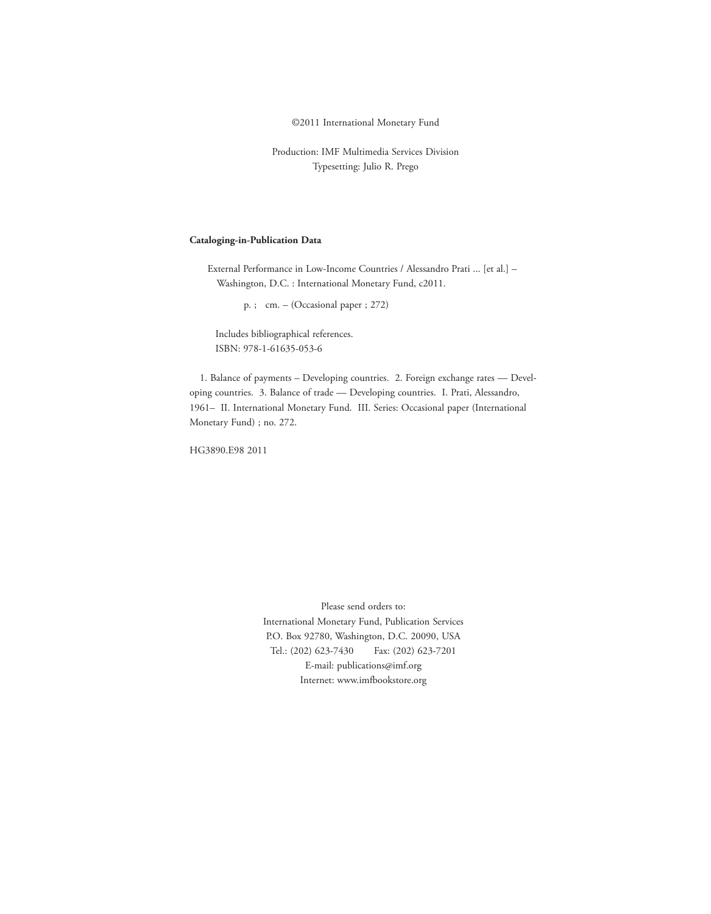©2011 International Monetary Fund

Production: IMF Multimedia Services Division
Typesetting: Julio R. Prego

**Cataloging-in-Publication Data**

External Performance in Low-Income Countries / Alessandro Prati ... [et al.] – Washington, D.C. : International Monetary Fund, c2011.

p. ; cm. – (Occasional paper ; 272)

Includes bibliographical references.
ISBN: 978-1-61635-053-6

1. Balance of payments – Developing countries. 2. Foreign exchange rates — Developing countries. 3. Balance of trade — Developing countries. I. Prati, Alessandro, 1961– II. International Monetary Fund. III. Series: Occasional paper (International Monetary Fund) ; no. 272.

HG3890.E98 2011

Please send orders to:
International Monetary Fund, Publication Services
P.O. Box 92780, Washington, D.C. 20090, USA
Tel.: (202) 623-7430 Fax: (202) 623-7201
E-mail: publications@imf.org
Internet: www.imfbookstore.org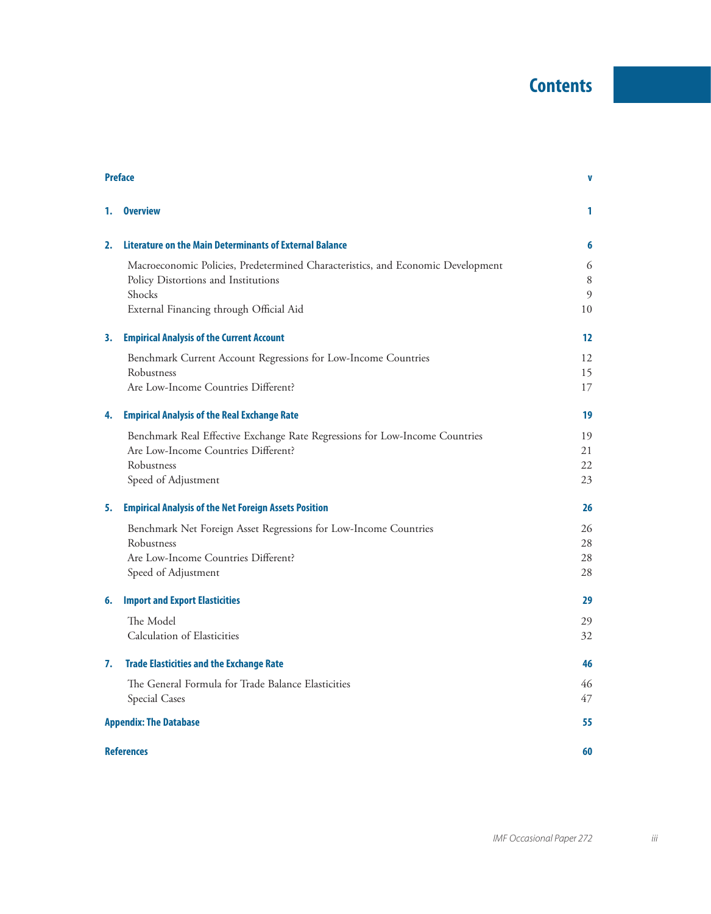# Contents

| | |
|---|---|
| **Preface** | **v** |
| **1. Overview** | **1** |
| **2. Literature on the Main Determinants of External Balance** | **6** |
| Macroeconomic Policies, Predetermined Characteristics, and Economic Development | 6 |
| Policy Distortions and Institutions | 8 |
| Shocks | 9 |
| External Financing through Official Aid | 10 |
| **3. Empirical Analysis of the Current Account** | **12** |
| Benchmark Current Account Regressions for Low-Income Countries | 12 |
| Robustness | 15 |
| Are Low-Income Countries Different? | 17 |
| **4. Empirical Analysis of the Real Exchange Rate** | **19** |
| Benchmark Real Effective Exchange Rate Regressions for Low-Income Countries | 19 |
| Are Low-Income Countries Different? | 21 |
| Robustness | 22 |
| Speed of Adjustment | 23 |
| **5. Empirical Analysis of the Net Foreign Assets Position** | **26** |
| Benchmark Net Foreign Asset Regressions for Low-Income Countries | 26 |
| Robustness | 28 |
| Are Low-Income Countries Different? | 28 |
| Speed of Adjustment | 28 |
| **6. Import and Export Elasticities** | **29** |
| The Model | 29 |
| Calculation of Elasticities | 32 |
| **7. Trade Elasticities and the Exchange Rate** | **46** |
| The General Formula for Trade Balance Elasticities | 46 |
| Special Cases | 47 |
| **Appendix: The Database** | **55** |
| **References** | **60** |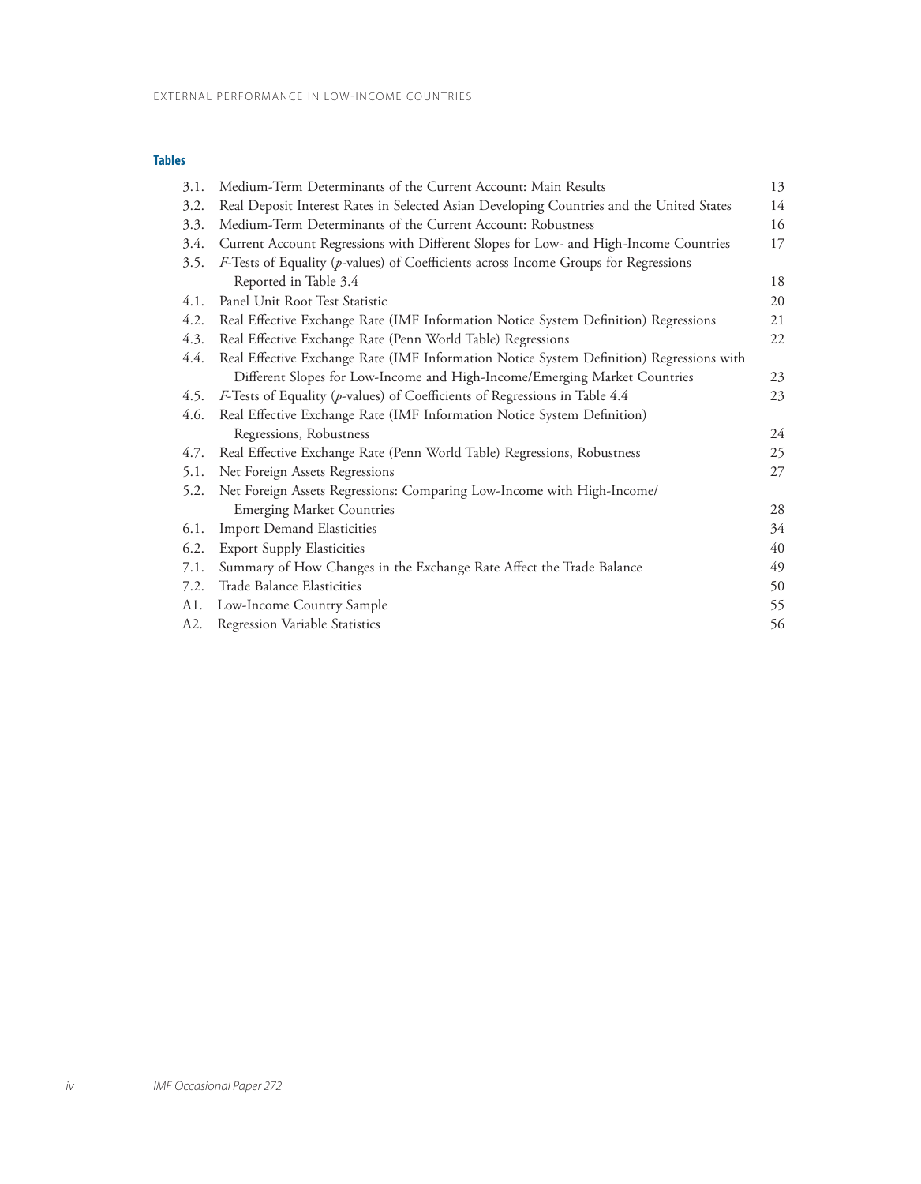## Tables

| | | |
|---|---|---|
| 3.1. | Medium-Term Determinants of the Current Account: Main Results | 13 |
| 3.2. | Real Deposit Interest Rates in Selected Asian Developing Countries and the United States | 14 |
| 3.3. | Medium-Term Determinants of the Current Account: Robustness | 16 |
| 3.4. | Current Account Regressions with Different Slopes for Low- and High-Income Countries | 17 |
| 3.5. | *F*-Tests of Equality (*p*-values) of Coefficients across Income Groups for Regressions Reported in Table 3.4 | 18 |
| 4.1. | Panel Unit Root Test Statistic | 20 |
| 4.2. | Real Effective Exchange Rate (IMF Information Notice System Definition) Regressions | 21 |
| 4.3. | Real Effective Exchange Rate (Penn World Table) Regressions | 22 |
| 4.4. | Real Effective Exchange Rate (IMF Information Notice System Definition) Regressions with Different Slopes for Low-Income and High-Income/Emerging Market Countries | 23 |
| 4.5. | *F*-Tests of Equality (*p*-values) of Coefficients of Regressions in Table 4.4 | 23 |
| 4.6. | Real Effective Exchange Rate (IMF Information Notice System Definition) Regressions, Robustness | 24 |
| 4.7. | Real Effective Exchange Rate (Penn World Table) Regressions, Robustness | 25 |
| 5.1. | Net Foreign Assets Regressions | 27 |
| 5.2. | Net Foreign Assets Regressions: Comparing Low-Income with High-Income/Emerging Market Countries | 28 |
| 6.1. | Import Demand Elasticities | 34 |
| 6.2. | Export Supply Elasticities | 40 |
| 7.1. | Summary of How Changes in the Exchange Rate Affect the Trade Balance | 49 |
| 7.2. | Trade Balance Elasticities | 50 |
| A1. | Low-Income Country Sample | 55 |
| A2. | Regression Variable Statistics | 56 |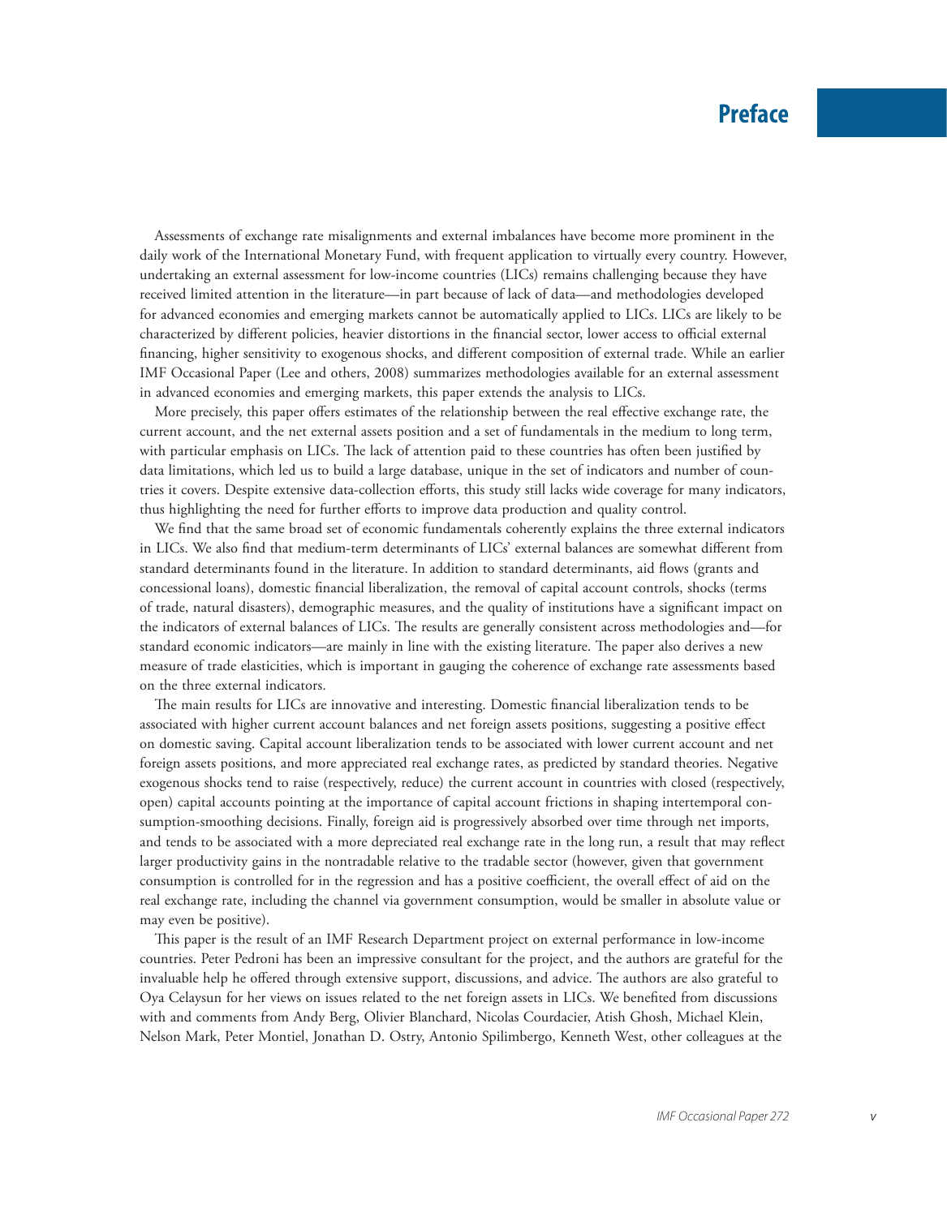# Preface

Assessments of exchange rate misalignments and external imbalances have become more prominent in the daily work of the International Monetary Fund, with frequent application to virtually every country. However, undertaking an external assessment for low-income countries (LICs) remains challenging because they have received limited attention in the literature—in part because of lack of data—and methodologies developed for advanced economies and emerging markets cannot be automatically applied to LICs. LICs are likely to be characterized by different policies, heavier distortions in the financial sector, lower access to official external financing, higher sensitivity to exogenous shocks, and different composition of external trade. While an earlier IMF Occasional Paper (Lee and others, 2008) summarizes methodologies available for an external assessment in advanced economies and emerging markets, this paper extends the analysis to LICs.

More precisely, this paper offers estimates of the relationship between the real effective exchange rate, the current account, and the net external assets position and a set of fundamentals in the medium to long term, with particular emphasis on LICs. The lack of attention paid to these countries has often been justified by data limitations, which led us to build a large database, unique in the set of indicators and number of countries it covers. Despite extensive data-collection efforts, this study still lacks wide coverage for many indicators, thus highlighting the need for further efforts to improve data production and quality control.

We find that the same broad set of economic fundamentals coherently explains the three external indicators in LICs. We also find that medium-term determinants of LICs' external balances are somewhat different from standard determinants found in the literature. In addition to standard determinants, aid flows (grants and concessional loans), domestic financial liberalization, the removal of capital account controls, shocks (terms of trade, natural disasters), demographic measures, and the quality of institutions have a significant impact on the indicators of external balances of LICs. The results are generally consistent across methodologies and—for standard economic indicators—are mainly in line with the existing literature. The paper also derives a new measure of trade elasticities, which is important in gauging the coherence of exchange rate assessments based on the three external indicators.

The main results for LICs are innovative and interesting. Domestic financial liberalization tends to be associated with higher current account balances and net foreign assets positions, suggesting a positive effect on domestic saving. Capital account liberalization tends to be associated with lower current account and net foreign assets positions, and more appreciated real exchange rates, as predicted by standard theories. Negative exogenous shocks tend to raise (respectively, reduce) the current account in countries with closed (respectively, open) capital accounts pointing at the importance of capital account frictions in shaping intertemporal consumption-smoothing decisions. Finally, foreign aid is progressively absorbed over time through net imports, and tends to be associated with a more depreciated real exchange rate in the long run, a result that may reflect larger productivity gains in the nontradable relative to the tradable sector (however, given that government consumption is controlled for in the regression and has a positive coefficient, the overall effect of aid on the real exchange rate, including the channel via government consumption, would be smaller in absolute value or may even be positive).

This paper is the result of an IMF Research Department project on external performance in low-income countries. Peter Pedroni has been an impressive consultant for the project, and the authors are grateful for the invaluable help he offered through extensive support, discussions, and advice. The authors are also grateful to Oya Celaysun for her views on issues related to the net foreign assets in LICs. We benefited from discussions with and comments from Andy Berg, Olivier Blanchard, Nicolas Courdacier, Atish Ghosh, Michael Klein, Nelson Mark, Peter Montiel, Jonathan D. Ostry, Antonio Spilimbergo, Kenneth West, other colleagues at the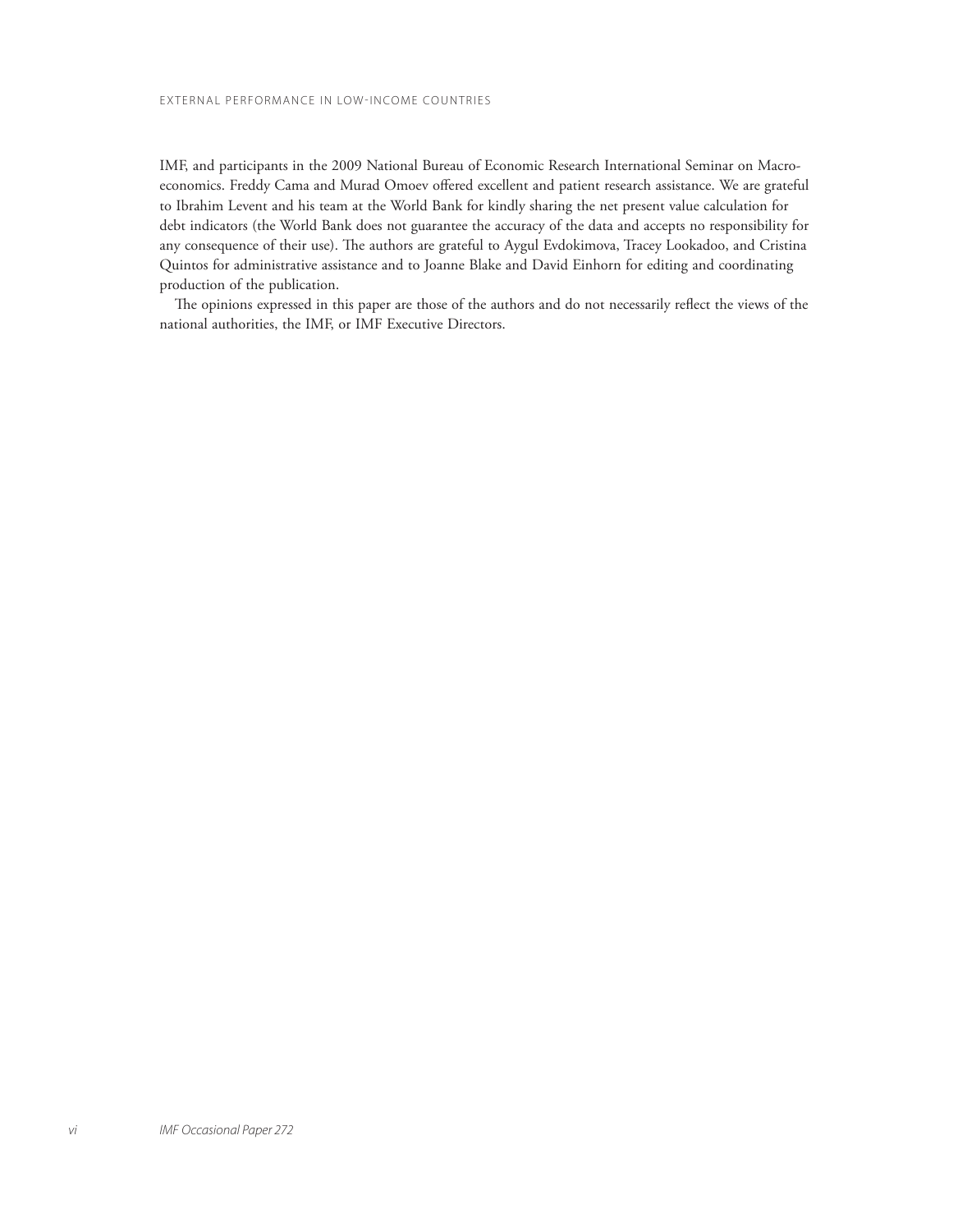IMF, and participants in the 2009 National Bureau of Economic Research International Seminar on Macroeconomics. Freddy Cama and Murad Omoev offered excellent and patient research assistance. We are grateful to Ibrahim Levent and his team at the World Bank for kindly sharing the net present value calculation for debt indicators (the World Bank does not guarantee the accuracy of the data and accepts no responsibility for any consequence of their use). The authors are grateful to Aygul Evdokimova, Tracey Lookadoo, and Cristina Quintos for administrative assistance and to Joanne Blake and David Einhorn for editing and coordinating production of the publication.

The opinions expressed in this paper are those of the authors and do not necessarily reflect the views of the national authorities, the IMF, or IMF Executive Directors.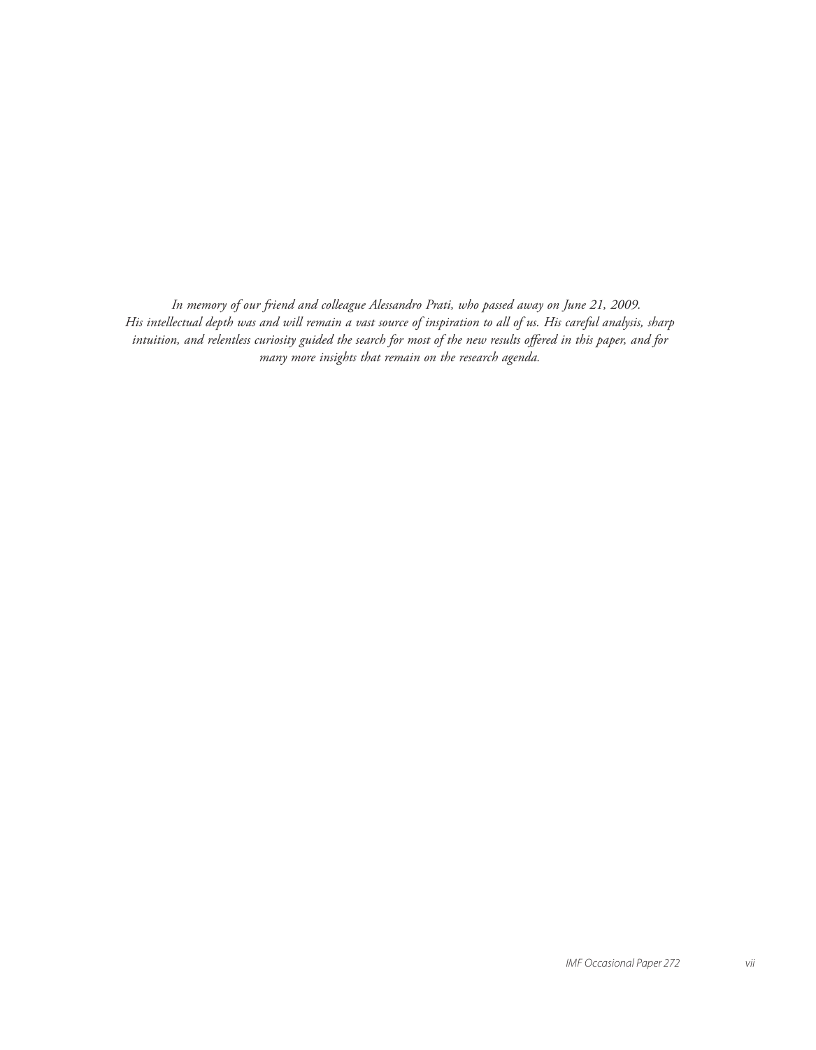*In memory of our friend and colleague Alessandro Prati, who passed away on June 21, 2009. His intellectual depth was and will remain a vast source of inspiration to all of us. His careful analysis, sharp intuition, and relentless curiosity guided the search for most of the new results offered in this paper, and for many more insights that remain on the research agenda.*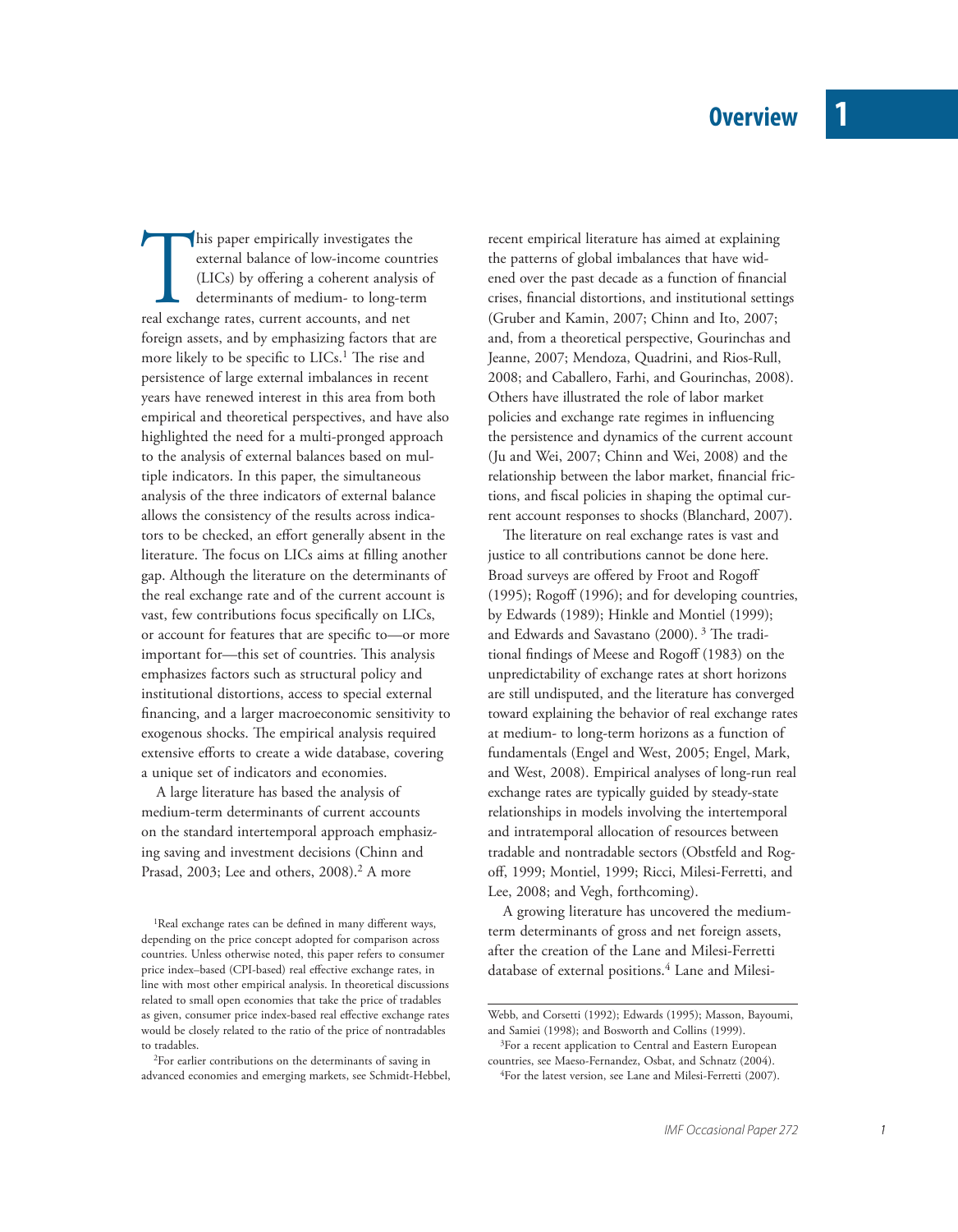# 1 Overview

This paper empirically investigates the external balance of low-income countries (LICs) by offering a coherent analysis of determinants of medium- to long-term real exchange rates, current accounts, and net foreign assets, and by emphasizing factors that are more likely to be specific to LICs.[1] The rise and persistence of large external imbalances in recent years have renewed interest in this area from both empirical and theoretical perspectives, and have also highlighted the need for a multi-pronged approach to the analysis of external balances based on multiple indicators. In this paper, the simultaneous analysis of the three indicators of external balance allows the consistency of the results across indicators to be checked, an effort generally absent in the literature. The focus on LICs aims at filling another gap. Although the literature on the determinants of the real exchange rate and of the current account is vast, few contributions focus specifically on LICs, or account for features that are specific to—or more important for—this set of countries. This analysis emphasizes factors such as structural policy and institutional distortions, access to special external financing, and a larger macroeconomic sensitivity to exogenous shocks. The empirical analysis required extensive efforts to create a wide database, covering a unique set of indicators and economies.

A large literature has based the analysis of medium-term determinants of current accounts on the standard intertemporal approach emphasizing saving and investment decisions (Chinn and Prasad, 2003; Lee and others, 2008).[2] A more recent empirical literature has aimed at explaining the patterns of global imbalances that have widened over the past decade as a function of financial crises, financial distortions, and institutional settings (Gruber and Kamin, 2007; Chinn and Ito, 2007; and, from a theoretical perspective, Gourinchas and Jeanne, 2007; Mendoza, Quadrini, and Rios-Rull, 2008; and Caballero, Farhi, and Gourinchas, 2008). Others have illustrated the role of labor market policies and exchange rate regimes in influencing the persistence and dynamics of the current account (Ju and Wei, 2007; Chinn and Wei, 2008) and the relationship between the labor market, financial frictions, and fiscal policies in shaping the optimal current account responses to shocks (Blanchard, 2007).

The literature on real exchange rates is vast and justice to all contributions cannot be done here. Broad surveys are offered by Froot and Rogoff (1995); Rogoff (1996); and for developing countries, by Edwards (1989); Hinkle and Montiel (1999); and Edwards and Savastano (2000).[3] The traditional findings of Meese and Rogoff (1983) on the unpredictability of exchange rates at short horizons are still undisputed, and the literature has converged toward explaining the behavior of real exchange rates at medium- to long-term horizons as a function of fundamentals (Engel and West, 2005; Engel, Mark, and West, 2008). Empirical analyses of long-run real exchange rates are typically guided by steady-state relationships in models involving the intertemporal and intratemporal allocation of resources between tradable and nontradable sectors (Obstfeld and Rogoff, 1999; Montiel, 1999; Ricci, Milesi-Ferretti, and Lee, 2008; and Vegh, forthcoming).

A growing literature has uncovered the medium-term determinants of gross and net foreign assets, after the creation of the Lane and Milesi-Ferretti database of external positions.[4] Lane and Milesi-

---

[1]Real exchange rates can be defined in many different ways, depending on the price concept adopted for comparison across countries. Unless otherwise noted, this paper refers to consumer price index–based (CPI-based) real effective exchange rates, in line with most other empirical analysis. In theoretical discussions related to small open economies that take the price of tradables as given, consumer price index-based real effective exchange rates would be closely related to the ratio of the price of nontradables to tradables.

[2]For earlier contributions on the determinants of saving in advanced economies and emerging markets, see Schmidt-Hebbel, Webb, and Corsetti (1992); Edwards (1995); Masson, Bayoumi, and Samiei (1998); and Bosworth and Collins (1999).

[3]For a recent application to Central and Eastern European countries, see Maeso-Fernandez, Osbat, and Schnatz (2004).

[4]For the latest version, see Lane and Milesi-Ferretti (2007).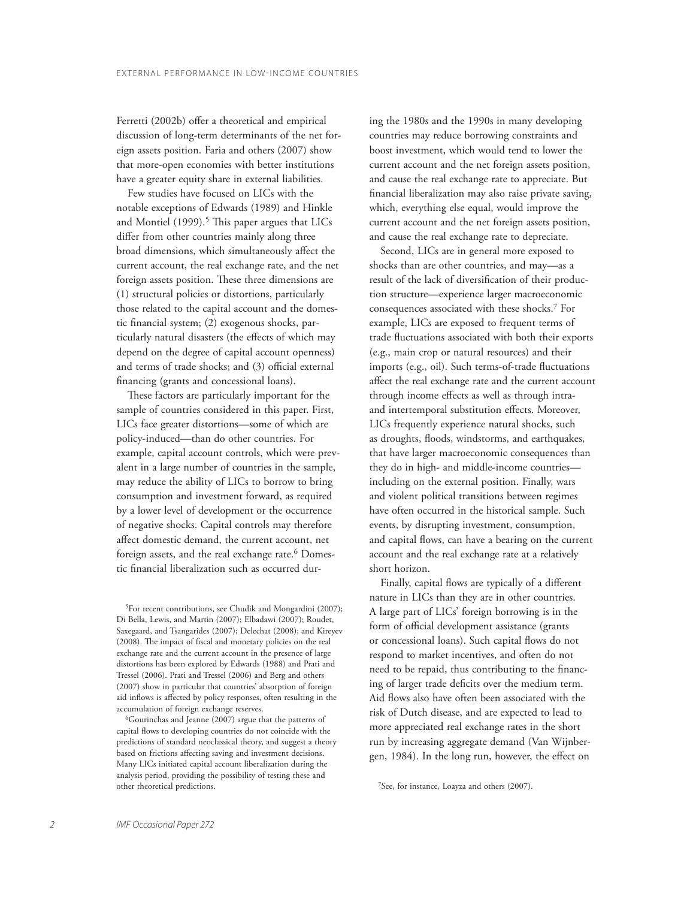Ferretti (2002b) offer a theoretical and empirical discussion of long-term determinants of the net foreign assets position. Faria and others (2007) show that more-open economies with better institutions have a greater equity share in external liabilities.

Few studies have focused on LICs with the notable exceptions of Edwards (1989) and Hinkle and Montiel (1999).[5] This paper argues that LICs differ from other countries mainly along three broad dimensions, which simultaneously affect the current account, the real exchange rate, and the net foreign assets position. These three dimensions are (1) structural policies or distortions, particularly those related to the capital account and the domestic financial system; (2) exogenous shocks, particularly natural disasters (the effects of which may depend on the degree of capital account openness) and terms of trade shocks; and (3) official external financing (grants and concessional loans).

These factors are particularly important for the sample of countries considered in this paper. First, LICs face greater distortions—some of which are policy-induced—than do other countries. For example, capital account controls, which were prevalent in a large number of countries in the sample, may reduce the ability of LICs to borrow to bring consumption and investment forward, as required by a lower level of development or the occurrence of negative shocks. Capital controls may therefore affect domestic demand, the current account, net foreign assets, and the real exchange rate.[6] Domestic financial liberalization such as occurred during the 1980s and the 1990s in many developing countries may reduce borrowing constraints and boost investment, which would tend to lower the current account and the net foreign assets position, and cause the real exchange rate to appreciate. But financial liberalization may also raise private saving, which, everything else equal, would improve the current account and the net foreign assets position, and cause the real exchange rate to depreciate.

Second, LICs are in general more exposed to shocks than are other countries, and may—as a result of the lack of diversification of their production structure—experience larger macroeconomic consequences associated with these shocks.[7] For example, LICs are exposed to frequent terms of trade fluctuations associated with both their exports (e.g., main crop or natural resources) and their imports (e.g., oil). Such terms-of-trade fluctuations affect the real exchange rate and the current account through income effects as well as through intra- and intertemporal substitution effects. Moreover, LICs frequently experience natural shocks, such as droughts, floods, windstorms, and earthquakes, that have larger macroeconomic consequences than they do in high- and middle-income countries—including on the external position. Finally, wars and violent political transitions between regimes have often occurred in the historical sample. Such events, by disrupting investment, consumption, and capital flows, can have a bearing on the current account and the real exchange rate at a relatively short horizon.

Finally, capital flows are typically of a different nature in LICs than they are in other countries. A large part of LICs' foreign borrowing is in the form of official development assistance (grants or concessional loans). Such capital flows do not respond to market incentives, and often do not need to be repaid, thus contributing to the financing of larger trade deficits over the medium term. Aid flows also have often been associated with the risk of Dutch disease, and are expected to lead to more appreciated real exchange rates in the short run by increasing aggregate demand (Van Wijnbergen, 1984). In the long run, however, the effect on

[5]For recent contributions, see Chudik and Mongardini (2007); Di Bella, Lewis, and Martin (2007); Elbadawi (2007); Roudet, Saxegaard, and Tsangarides (2007); Delechat (2008); and Kireyev (2008). The impact of fiscal and monetary policies on the real exchange rate and the current account in the presence of large distortions has been explored by Edwards (1988) and Prati and Tressel (2006). Prati and Tressel (2006) and Berg and others (2007) show in particular that countries' absorption of foreign aid inflows is affected by policy responses, often resulting in the accumulation of foreign exchange reserves.

[6]Gourinchas and Jeanne (2007) argue that the patterns of capital flows to developing countries do not coincide with the predictions of standard neoclassical theory, and suggest a theory based on frictions affecting saving and investment decisions. Many LICs initiated capital account liberalization during the analysis period, providing the possibility of testing these and other theoretical predictions.

[7]See, for instance, Loayza and others (2007).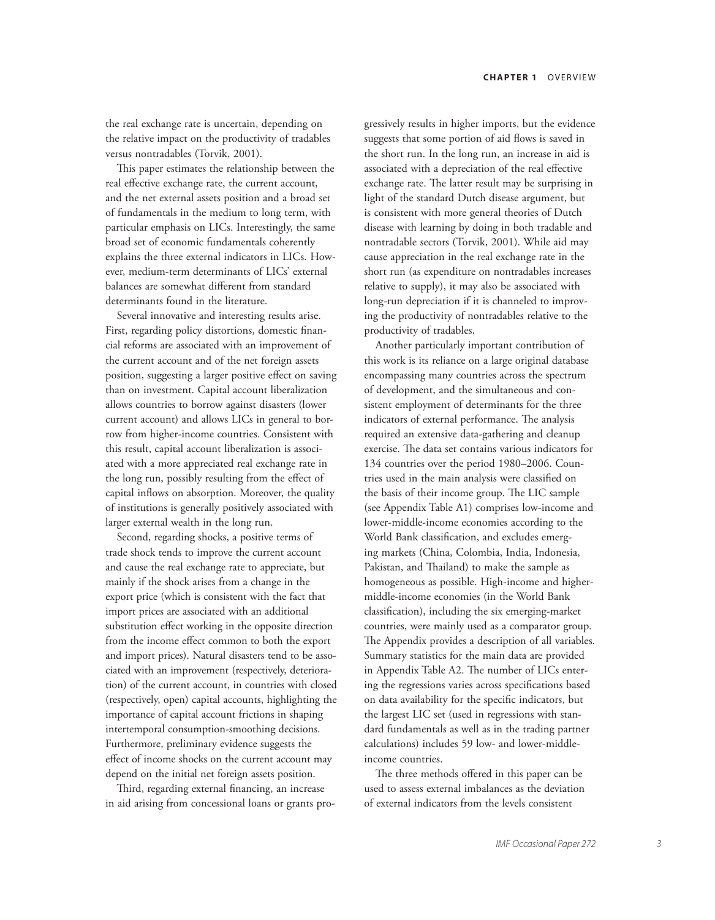the real exchange rate is uncertain, depending on the relative impact on the productivity of tradables versus nontradables (Torvik, 2001).

This paper estimates the relationship between the real effective exchange rate, the current account, and the net external assets position and a broad set of fundamentals in the medium to long term, with particular emphasis on LICs. Interestingly, the same broad set of economic fundamentals coherently explains the three external indicators in LICs. However, medium-term determinants of LICs' external balances are somewhat different from standard determinants found in the literature.

Several innovative and interesting results arise. First, regarding policy distortions, domestic financial reforms are associated with an improvement of the current account and of the net foreign assets position, suggesting a larger positive effect on saving than on investment. Capital account liberalization allows countries to borrow against disasters (lower current account) and allows LICs in general to borrow from higher-income countries. Consistent with this result, capital account liberalization is associated with a more appreciated real exchange rate in the long run, possibly resulting from the effect of capital inflows on absorption. Moreover, the quality of institutions is generally positively associated with larger external wealth in the long run.

Second, regarding shocks, a positive terms of trade shock tends to improve the current account and cause the real exchange rate to appreciate, but mainly if the shock arises from a change in the export price (which is consistent with the fact that import prices are associated with an additional substitution effect working in the opposite direction from the income effect common to both the export and import prices). Natural disasters tend to be associated with an improvement (respectively, deterioration) of the current account, in countries with closed (respectively, open) capital accounts, highlighting the importance of capital account frictions in shaping intertemporal consumption-smoothing decisions. Furthermore, preliminary evidence suggests the effect of income shocks on the current account may depend on the initial net foreign assets position.

Third, regarding external financing, an increase in aid arising from concessional loans or grants progressively results in higher imports, but the evidence suggests that some portion of aid flows is saved in the short run. In the long run, an increase in aid is associated with a depreciation of the real effective exchange rate. The latter result may be surprising in light of the standard Dutch disease argument, but is consistent with more general theories of Dutch disease with learning by doing in both tradable and nontradable sectors (Torvik, 2001). While aid may cause appreciation in the real exchange rate in the short run (as expenditure on nontradables increases relative to supply), it may also be associated with long-run depreciation if it is channeled to improving the productivity of nontradables relative to the productivity of tradables.

Another particularly important contribution of this work is its reliance on a large original database encompassing many countries across the spectrum of development, and the simultaneous and consistent employment of determinants for the three indicators of external performance. The analysis required an extensive data-gathering and cleanup exercise. The data set contains various indicators for 134 countries over the period 1980–2006. Countries used in the main analysis were classified on the basis of their income group. The LIC sample (see Appendix Table A1) comprises low-income and lower-middle-income economies according to the World Bank classification, and excludes emerging markets (China, Colombia, India, Indonesia, Pakistan, and Thailand) to make the sample as homogeneous as possible. High-income and higher-middle-income economies (in the World Bank classification), including the six emerging-market countries, were mainly used as a comparator group. The Appendix provides a description of all variables. Summary statistics for the main data are provided in Appendix Table A2. The number of LICs entering the regressions varies across specifications based on data availability for the specific indicators, but the largest LIC set (used in regressions with standard fundamentals as well as in the trading partner calculations) includes 59 low- and lower-middle-income countries.

The three methods offered in this paper can be used to assess external imbalances as the deviation of external indicators from the levels consistent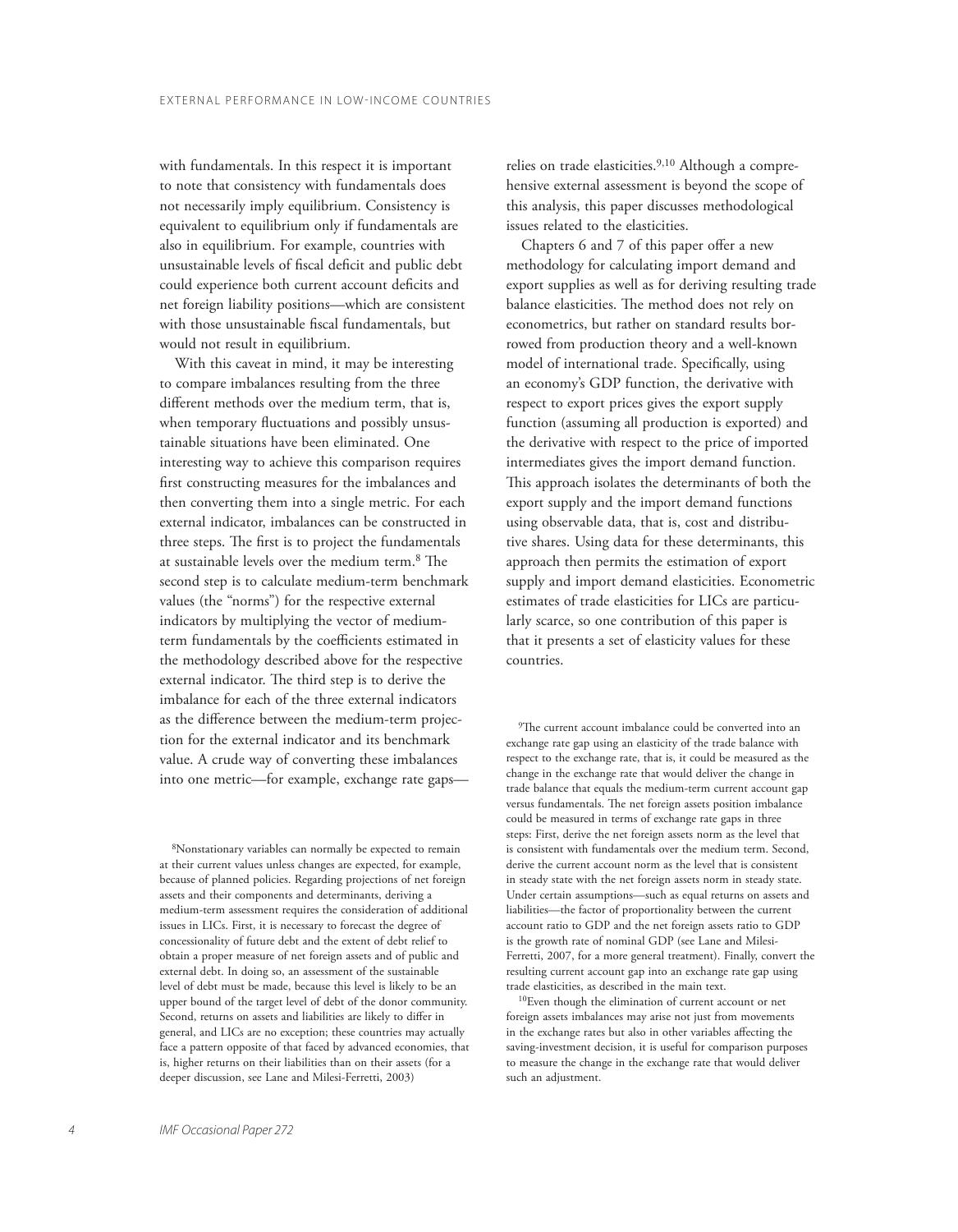with fundamentals. In this respect it is important to note that consistency with fundamentals does not necessarily imply equilibrium. Consistency is equivalent to equilibrium only if fundamentals are also in equilibrium. For example, countries with unsustainable levels of fiscal deficit and public debt could experience both current account deficits and net foreign liability positions—which are consistent with those unsustainable fiscal fundamentals, but would not result in equilibrium.

With this caveat in mind, it may be interesting to compare imbalances resulting from the three different methods over the medium term, that is, when temporary fluctuations and possibly unsustainable situations have been eliminated. One interesting way to achieve this comparison requires first constructing measures for the imbalances and then converting them into a single metric. For each external indicator, imbalances can be constructed in three steps. The first is to project the fundamentals at sustainable levels over the medium term.[8] The second step is to calculate medium-term benchmark values (the "norms") for the respective external indicators by multiplying the vector of medium-term fundamentals by the coefficients estimated in the methodology described above for the respective external indicator. The third step is to derive the imbalance for each of the three external indicators as the difference between the medium-term projection for the external indicator and its benchmark value. A crude way of converting these imbalances into one metric—for example, exchange rate gaps—relies on trade elasticities.[9,10] Although a comprehensive external assessment is beyond the scope of this analysis, this paper discusses methodological issues related to the elasticities.

Chapters 6 and 7 of this paper offer a new methodology for calculating import demand and export supplies as well as for deriving resulting trade balance elasticities. The method does not rely on econometrics, but rather on standard results borrowed from production theory and a well-known model of international trade. Specifically, using an economy's GDP function, the derivative with respect to export prices gives the export supply function (assuming all production is exported) and the derivative with respect to the price of imported intermediates gives the import demand function. This approach isolates the determinants of both the export supply and the import demand functions using observable data, that is, cost and distributive shares. Using data for these determinants, this approach then permits the estimation of export supply and import demand elasticities. Econometric estimates of trade elasticities for LICs are particularly scarce, so one contribution of this paper is that it presents a set of elasticity values for these countries.

---

[8]Nonstationary variables can normally be expected to remain at their current values unless changes are expected, for example, because of planned policies. Regarding projections of net foreign assets and their components and determinants, deriving a medium-term assessment requires the consideration of additional issues in LICs. First, it is necessary to forecast the degree of concessionality of future debt and the extent of debt relief to obtain a proper measure of net foreign assets and of public and external debt. In doing so, an assessment of the sustainable level of debt must be made, because this level is likely to be an upper bound of the target level of debt of the donor community. Second, returns on assets and liabilities are likely to differ in general, and LICs are no exception; these countries may actually face a pattern opposite of that faced by advanced economies, that is, higher returns on their liabilities than on their assets (for a deeper discussion, see Lane and Milesi-Ferretti, 2003)

[9]The current account imbalance could be converted into an exchange rate gap using an elasticity of the trade balance with respect to the exchange rate, that is, it could be measured as the change in the exchange rate that would deliver the change in trade balance that equals the medium-term current account gap versus fundamentals. The net foreign assets position imbalance could be measured in terms of exchange rate gaps in three steps: First, derive the net foreign assets norm as the level that is consistent with fundamentals over the medium term. Second, derive the current account norm as the level that is consistent in steady state with the net foreign assets norm in steady state. Under certain assumptions—such as equal returns on assets and liabilities—the factor of proportionality between the current account ratio to GDP and the net foreign assets ratio to GDP is the growth rate of nominal GDP (see Lane and Milesi-Ferretti, 2007, for a more general treatment). Finally, convert the resulting current account gap into an exchange rate gap using trade elasticities, as described in the main text.

[10]Even though the elimination of current account or net foreign assets imbalances may arise not just from movements in the exchange rates but also in other variables affecting the saving-investment decision, it is useful for comparison purposes to measure the change in the exchange rate that would deliver such an adjustment.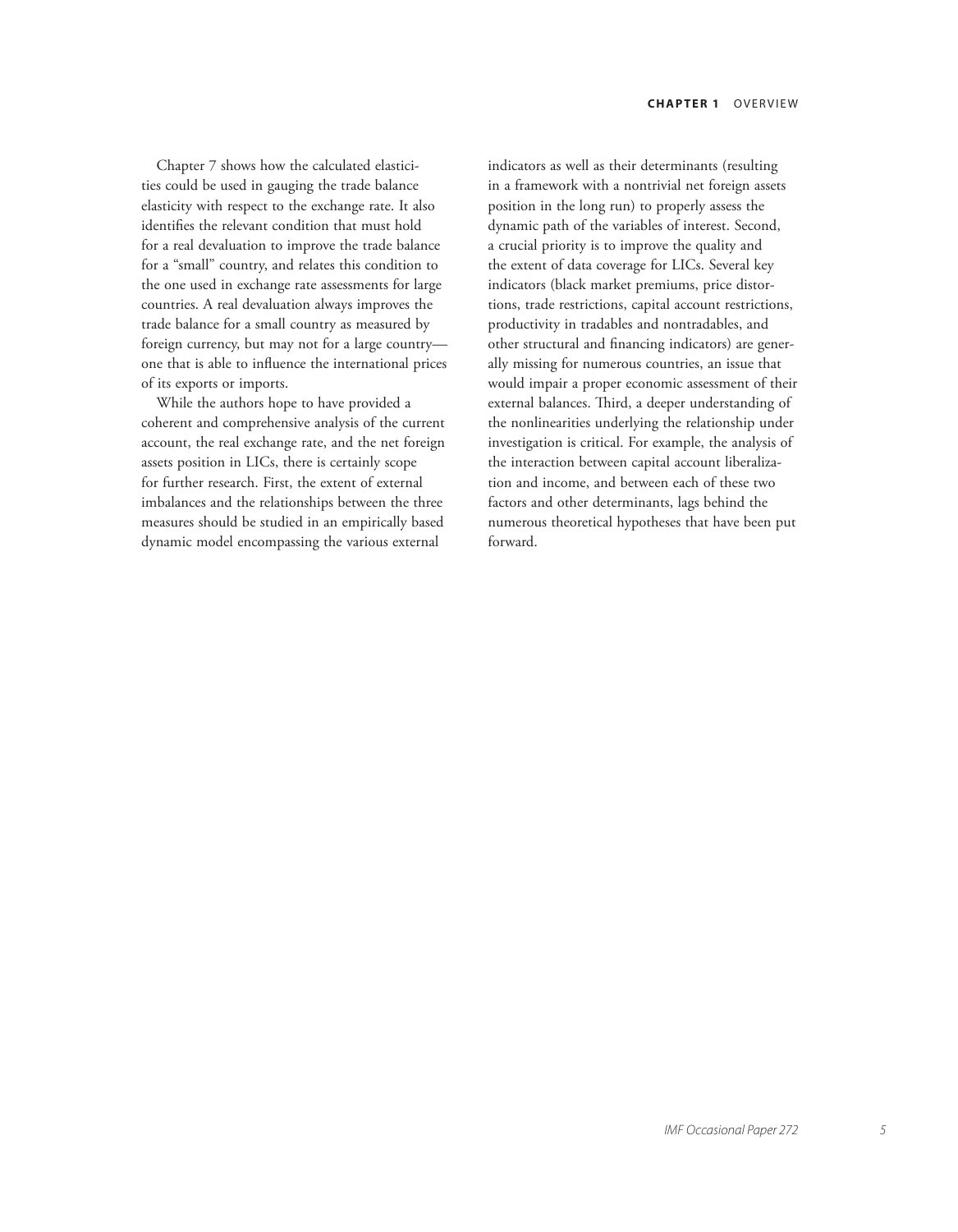Chapter 7 shows how the calculated elasticities could be used in gauging the trade balance elasticity with respect to the exchange rate. It also identifies the relevant condition that must hold for a real devaluation to improve the trade balance for a "small" country, and relates this condition to the one used in exchange rate assessments for large countries. A real devaluation always improves the trade balance for a small country as measured by foreign currency, but may not for a large country—one that is able to influence the international prices of its exports or imports.

While the authors hope to have provided a coherent and comprehensive analysis of the current account, the real exchange rate, and the net foreign assets position in LICs, there is certainly scope for further research. First, the extent of external imbalances and the relationships between the three measures should be studied in an empirically based dynamic model encompassing the various external indicators as well as their determinants (resulting in a framework with a nontrivial net foreign assets position in the long run) to properly assess the dynamic path of the variables of interest. Second, a crucial priority is to improve the quality and the extent of data coverage for LICs. Several key indicators (black market premiums, price distortions, trade restrictions, capital account restrictions, productivity in tradables and nontradables, and other structural and financing indicators) are generally missing for numerous countries, an issue that would impair a proper economic assessment of their external balances. Third, a deeper understanding of the nonlinearities underlying the relationship under investigation is critical. For example, the analysis of the interaction between capital account liberalization and income, and between each of these two factors and other determinants, lags behind the numerous theoretical hypotheses that have been put forward.